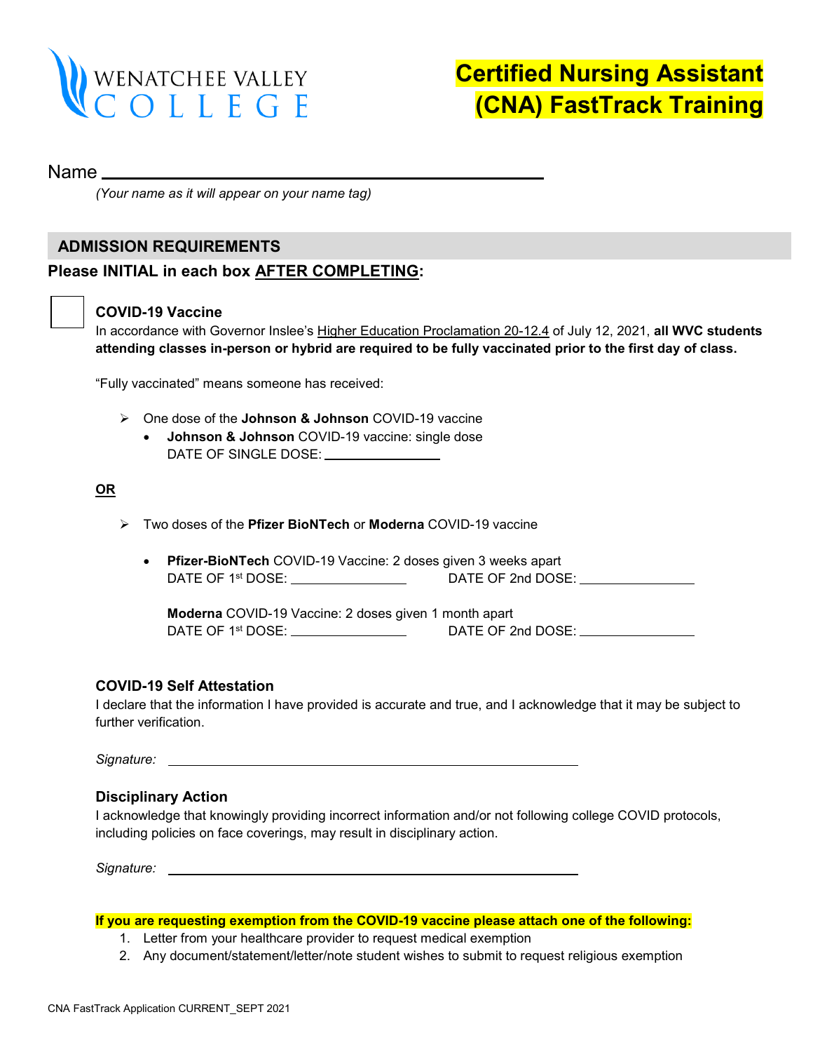WENATCHEE VALLEY COLLEGE

# Certified Nursing Assistant (CNA) FastTrack Training

Name ______________________________________________

*(Your name as it will appear on your name tag)*

## ADMISSION REQUIREMENTS

**Please INITIAL in each box AFTER COMPLETING:**

☐ **COVID-19 Vaccine**

In accordance with Governor Inslee's Higher Education Proclamation 20-12.4 of July 12, 2021, **all WVC students attending classes in-person or hybrid are required to be fully vaccinated prior to the first day of class.**

"Fully vaccinated" means someone has received:

- One dose of the **Johnson & Johnson** COVID-19 vaccine
  - **Johnson & Johnson** COVID-19 vaccine: single dose
    DATE OF SINGLE DOSE: ______________

**OR**

- Two doses of the **Pfizer BioNTech** or **Moderna** COVID-19 vaccine
  - **Pfizer-BioNTech** COVID-19 Vaccine: 2 doses given 3 weeks apart
    DATE OF 1st DOSE: ______________ DATE OF 2nd DOSE: ______________

    **Moderna** COVID-19 Vaccine: 2 doses given 1 month apart
    DATE OF 1st DOSE: ______________ DATE OF 2nd DOSE: ______________

**COVID-19 Self Attestation**

I declare that the information I have provided is accurate and true, and I acknowledge that it may be subject to further verification.

*Signature:* ______________________________________________

**Disciplinary Action**

I acknowledge that knowingly providing incorrect information and/or not following college COVID protocols, including policies on face coverings, may result in disciplinary action.

*Signature:* ______________________________________________

**If you are requesting exemption from the COVID-19 vaccine please attach one of the following:**

1. Letter from your healthcare provider to request medical exemption
2. Any document/statement/letter/note student wishes to submit to request religious exemption

CNA FastTrack Application CURRENT_SEPT 2021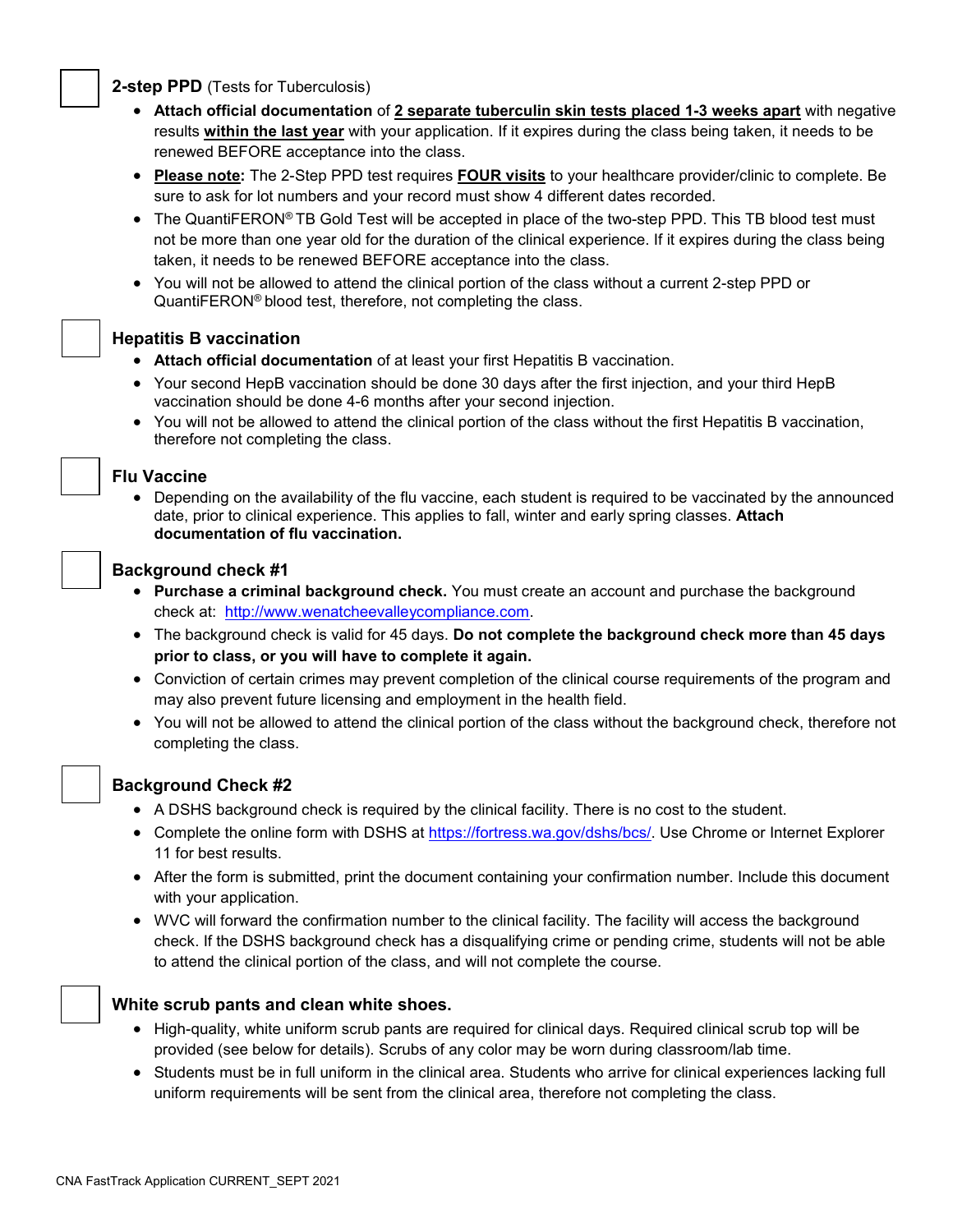☐ **2-step PPD** (Tests for Tuberculosis)

- **Attach official documentation** of **2 separate tuberculin skin tests placed 1-3 weeks apart** with negative results **within the last year** with your application. If it expires during the class being taken, it needs to be renewed BEFORE acceptance into the class.
- **Please note:** The 2-Step PPD test requires **FOUR visits** to your healthcare provider/clinic to complete. Be sure to ask for lot numbers and your record must show 4 different dates recorded.
- The QuantiFERON® TB Gold Test will be accepted in place of the two-step PPD. This TB blood test must not be more than one year old for the duration of the clinical experience. If it expires during the class being taken, it needs to be renewed BEFORE acceptance into the class.
- You will not be allowed to attend the clinical portion of the class without a current 2-step PPD or QuantiFERON® blood test, therefore, not completing the class.

☐ **Hepatitis B vaccination**

- **Attach official documentation** of at least your first Hepatitis B vaccination.
- Your second HepB vaccination should be done 30 days after the first injection, and your third HepB vaccination should be done 4-6 months after your second injection.
- You will not be allowed to attend the clinical portion of the class without the first Hepatitis B vaccination, therefore not completing the class.

☐ **Flu Vaccine**

- Depending on the availability of the flu vaccine, each student is required to be vaccinated by the announced date, prior to clinical experience. This applies to fall, winter and early spring classes. **Attach documentation of flu vaccination.**

☐ **Background check #1**

- **Purchase a criminal background check.** You must create an account and purchase the background check at: http://www.wenatcheevalleycompliance.com.
- The background check is valid for 45 days. **Do not complete the background check more than 45 days prior to class, or you will have to complete it again.**
- Conviction of certain crimes may prevent completion of the clinical course requirements of the program and may also prevent future licensing and employment in the health field.
- You will not be allowed to attend the clinical portion of the class without the background check, therefore not completing the class.

☐ **Background Check #2**

- A DSHS background check is required by the clinical facility. There is no cost to the student.
- Complete the online form with DSHS at https://fortress.wa.gov/dshs/bcs/. Use Chrome or Internet Explorer 11 for best results.
- After the form is submitted, print the document containing your confirmation number. Include this document with your application.
- WVC will forward the confirmation number to the clinical facility. The facility will access the background check. If the DSHS background check has a disqualifying crime or pending crime, students will not be able to attend the clinical portion of the class, and will not complete the course.

☐ **White scrub pants and clean white shoes.**

- High-quality, white uniform scrub pants are required for clinical days. Required clinical scrub top will be provided (see below for details). Scrubs of any color may be worn during classroom/lab time.
- Students must be in full uniform in the clinical area. Students who arrive for clinical experiences lacking full uniform requirements will be sent from the clinical area, therefore not completing the class.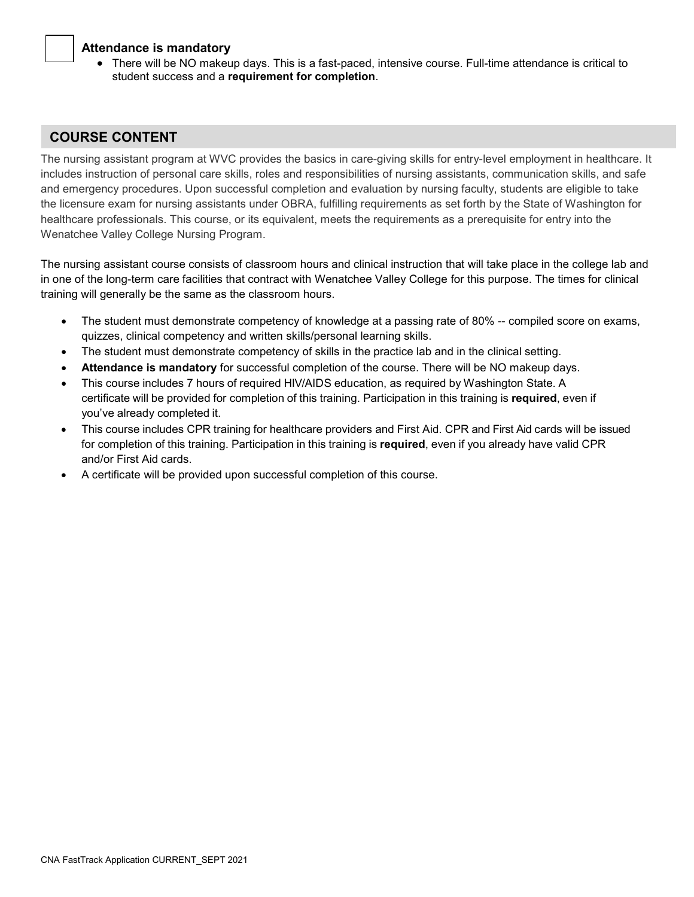☐ **Attendance is mandatory**

- There will be NO makeup days. This is a fast-paced, intensive course. Full-time attendance is critical to student success and a **requirement for completion**.

## COURSE CONTENT

The nursing assistant program at WVC provides the basics in care-giving skills for entry-level employment in healthcare. It includes instruction of personal care skills, roles and responsibilities of nursing assistants, communication skills, and safe and emergency procedures. Upon successful completion and evaluation by nursing faculty, students are eligible to take the licensure exam for nursing assistants under OBRA, fulfilling requirements as set forth by the State of Washington for healthcare professionals. This course, or its equivalent, meets the requirements as a prerequisite for entry into the Wenatchee Valley College Nursing Program.

The nursing assistant course consists of classroom hours and clinical instruction that will take place in the college lab and in one of the long-term care facilities that contract with Wenatchee Valley College for this purpose. The times for clinical training will generally be the same as the classroom hours.

- The student must demonstrate competency of knowledge at a passing rate of 80% -- compiled score on exams, quizzes, clinical competency and written skills/personal learning skills.
- The student must demonstrate competency of skills in the practice lab and in the clinical setting.
- **Attendance is mandatory** for successful completion of the course. There will be NO makeup days.
- This course includes 7 hours of required HIV/AIDS education, as required by Washington State. A certificate will be provided for completion of this training. Participation in this training is **required**, even if you've already completed it.
- This course includes CPR training for healthcare providers and First Aid. CPR and First Aid cards will be issued for completion of this training. Participation in this training is **required**, even if you already have valid CPR and/or First Aid cards.
- A certificate will be provided upon successful completion of this course.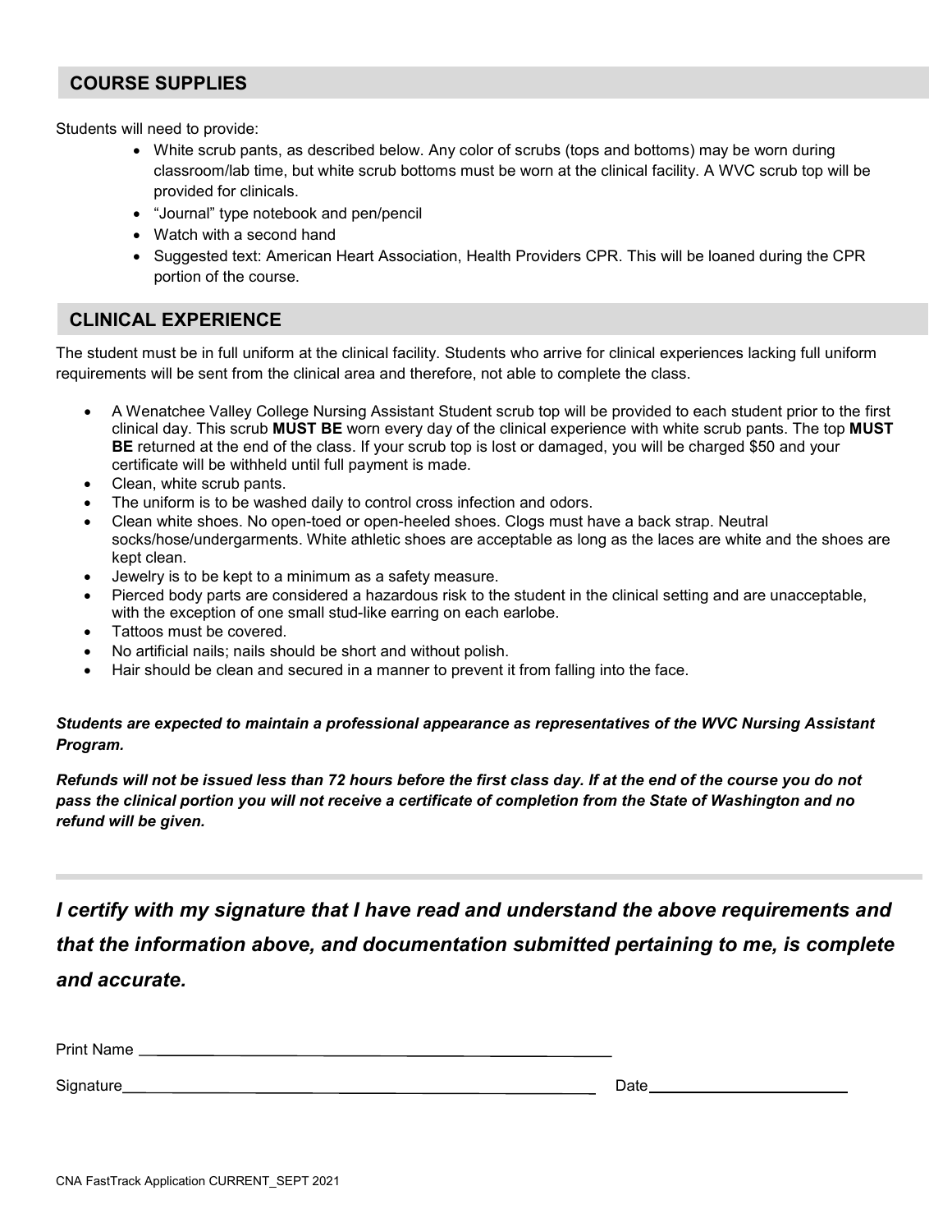## COURSE SUPPLIES

Students will need to provide:

- White scrub pants, as described below. Any color of scrubs (tops and bottoms) may be worn during classroom/lab time, but white scrub bottoms must be worn at the clinical facility. A WVC scrub top will be provided for clinicals.
- "Journal" type notebook and pen/pencil
- Watch with a second hand
- Suggested text: American Heart Association, Health Providers CPR. This will be loaned during the CPR portion of the course.

## CLINICAL EXPERIENCE

The student must be in full uniform at the clinical facility. Students who arrive for clinical experiences lacking full uniform requirements will be sent from the clinical area and therefore, not able to complete the class.

- A Wenatchee Valley College Nursing Assistant Student scrub top will be provided to each student prior to the first clinical day. This scrub **MUST BE** worn every day of the clinical experience with white scrub pants. The top **MUST BE** returned at the end of the class. If your scrub top is lost or damaged, you will be charged $50 and your certificate will be withheld until full payment is made.
- Clean, white scrub pants.
- The uniform is to be washed daily to control cross infection and odors.
- Clean white shoes. No open-toed or open-heeled shoes. Clogs must have a back strap. Neutral socks/hose/undergarments. White athletic shoes are acceptable as long as the laces are white and the shoes are kept clean.
- Jewelry is to be kept to a minimum as a safety measure.
- Pierced body parts are considered a hazardous risk to the student in the clinical setting and are unacceptable, with the exception of one small stud-like earring on each earlobe.
- Tattoos must be covered.
- No artificial nails; nails should be short and without polish.
- Hair should be clean and secured in a manner to prevent it from falling into the face.

***Students are expected to maintain a professional appearance as representatives of the WVC Nursing Assistant Program.***

***Refunds will not be issued less than 72 hours before the first class day. If at the end of the course you do not pass the clinical portion you will not receive a certificate of completion from the State of Washington and no refund will be given.***

---

***I certify with my signature that I have read and understand the above requirements and that the information above, and documentation submitted pertaining to me, is complete and accurate.***

Print Name ______________________________

Signature ______________________________ Date ______________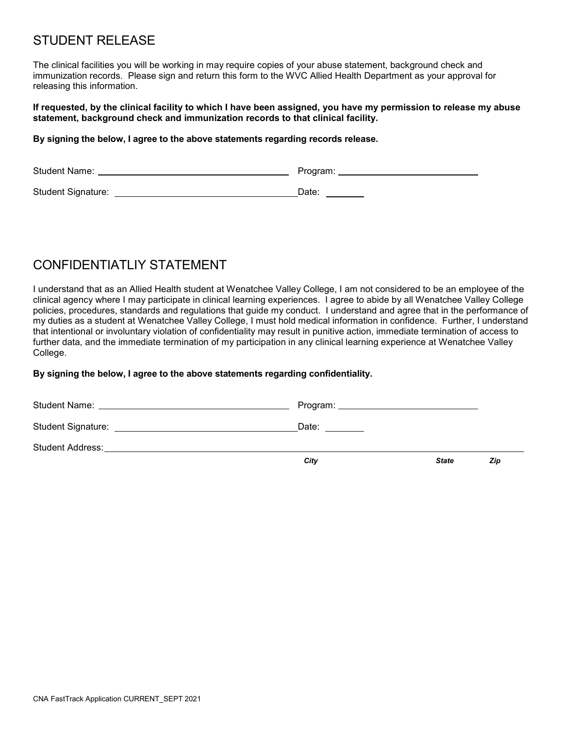## STUDENT RELEASE

The clinical facilities you will be working in may require copies of your abuse statement, background check and immunization records. Please sign and return this form to the WVC Allied Health Department as your approval for releasing this information.

**If requested, by the clinical facility to which I have been assigned, you have my permission to release my abuse statement, background check and immunization records to that clinical facility.**

**By signing the below, I agree to the above statements regarding records release.**

Student Name: ______________________________ Program: ______________________

Student Signature: ____________________________ Date: ________

## CONFIDENTIATLIY STATEMENT

I understand that as an Allied Health student at Wenatchee Valley College, I am not considered to be an employee of the clinical agency where I may participate in clinical learning experiences. I agree to abide by all Wenatchee Valley College policies, procedures, standards and regulations that guide my conduct. I understand and agree that in the performance of my duties as a student at Wenatchee Valley College, I must hold medical information in confidence. Further, I understand that intentional or involuntary violation of confidentiality may result in punitive action, immediate termination of access to further data, and the immediate termination of my participation in any clinical learning experience at Wenatchee Valley College.

**By signing the below, I agree to the above statements regarding confidentiality.**

Student Name: ______________________________ Program: ______________________

Student Signature: ____________________________ Date: ________

Student Address: ______________________________________________________________

*City* *State* *Zip*

CNA FastTrack Application CURRENT_SEPT 2021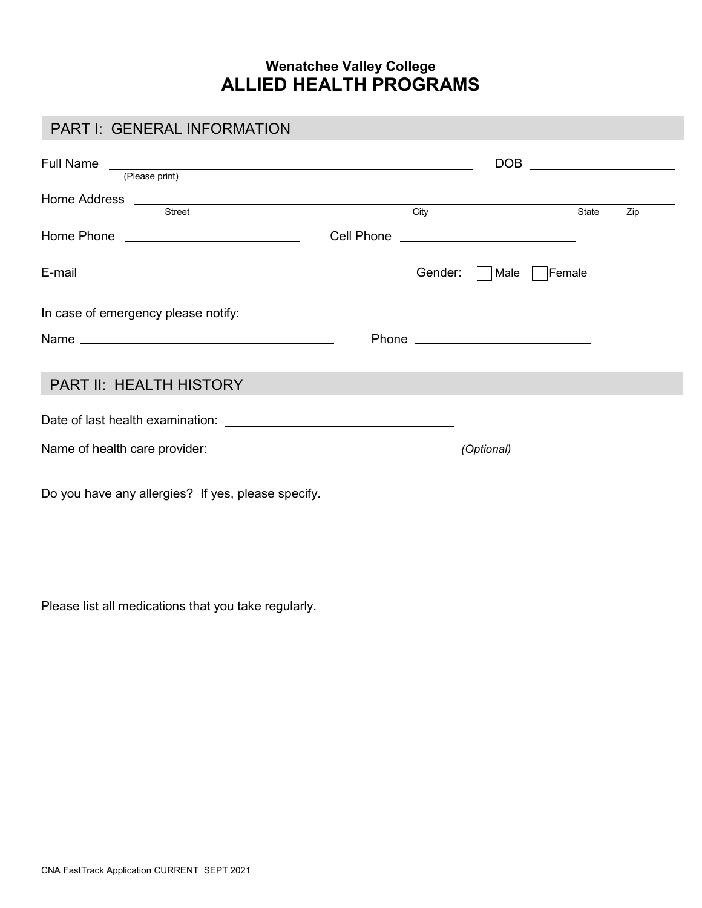### Wenatchee Valley College

# ALLIED HEALTH PROGRAMS

## PART I: GENERAL INFORMATION

Full Name ________________________________________ DOB ____________________
(Please print)

Home Address ____________________________________________________________
Street City State Zip

Home Phone ____________________ Cell Phone ____________________

E-mail ________________________________________ Gender: ☐ Male ☐ Female

In case of emergency please notify:

Name ________________________________ Phone ____________________

## PART II: HEALTH HISTORY

Date of last health examination: ____________________________

Name of health care provider: ____________________________ *(Optional)*

Do you have any allergies? If yes, please specify.

Please list all medications that you take regularly.

CNA FastTrack Application CURRENT_SEPT 2021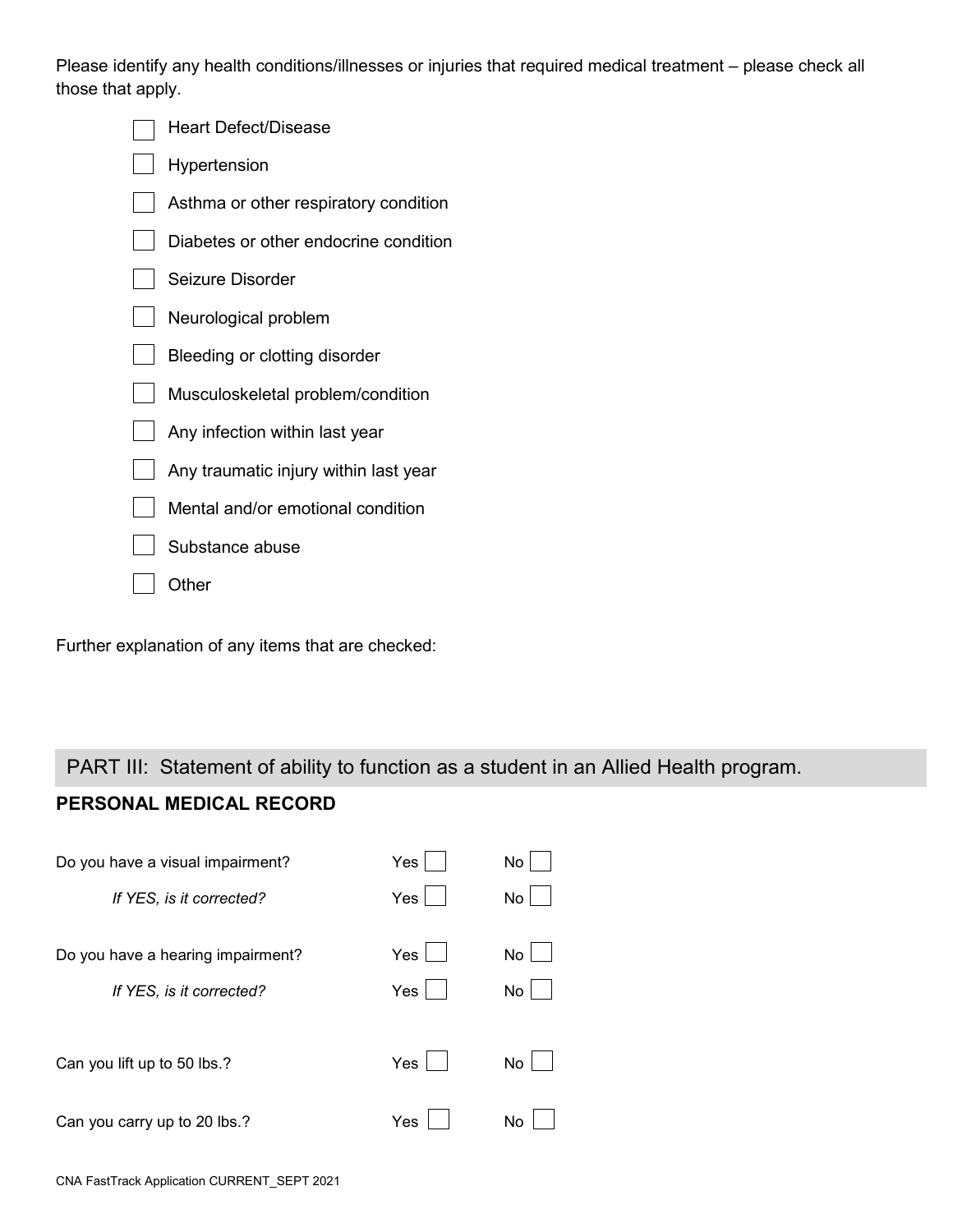Please identify any health conditions/illnesses or injuries that required medical treatment – please check all those that apply.

- ☐ Heart Defect/Disease
- ☐ Hypertension
- ☐ Asthma or other respiratory condition
- ☐ Diabetes or other endocrine condition
- ☐ Seizure Disorder
- ☐ Neurological problem
- ☐ Bleeding or clotting disorder
- ☐ Musculoskeletal problem/condition
- ☐ Any infection within last year
- ☐ Any traumatic injury within last year
- ☐ Mental and/or emotional condition
- ☐ Substance abuse
- ☐ Other

Further explanation of any items that are checked:

## PART III: Statement of ability to function as a student in an Allied Health program.

### PERSONAL MEDICAL RECORD

Do you have a visual impairment? Yes ☐ No ☐

*If YES, is it corrected?* Yes ☐ No ☐

Do you have a hearing impairment? Yes ☐ No ☐

*If YES, is it corrected?* Yes ☐ No ☐

Can you lift up to 50 lbs.? Yes ☐ No ☐

Can you carry up to 20 lbs.? Yes ☐ No ☐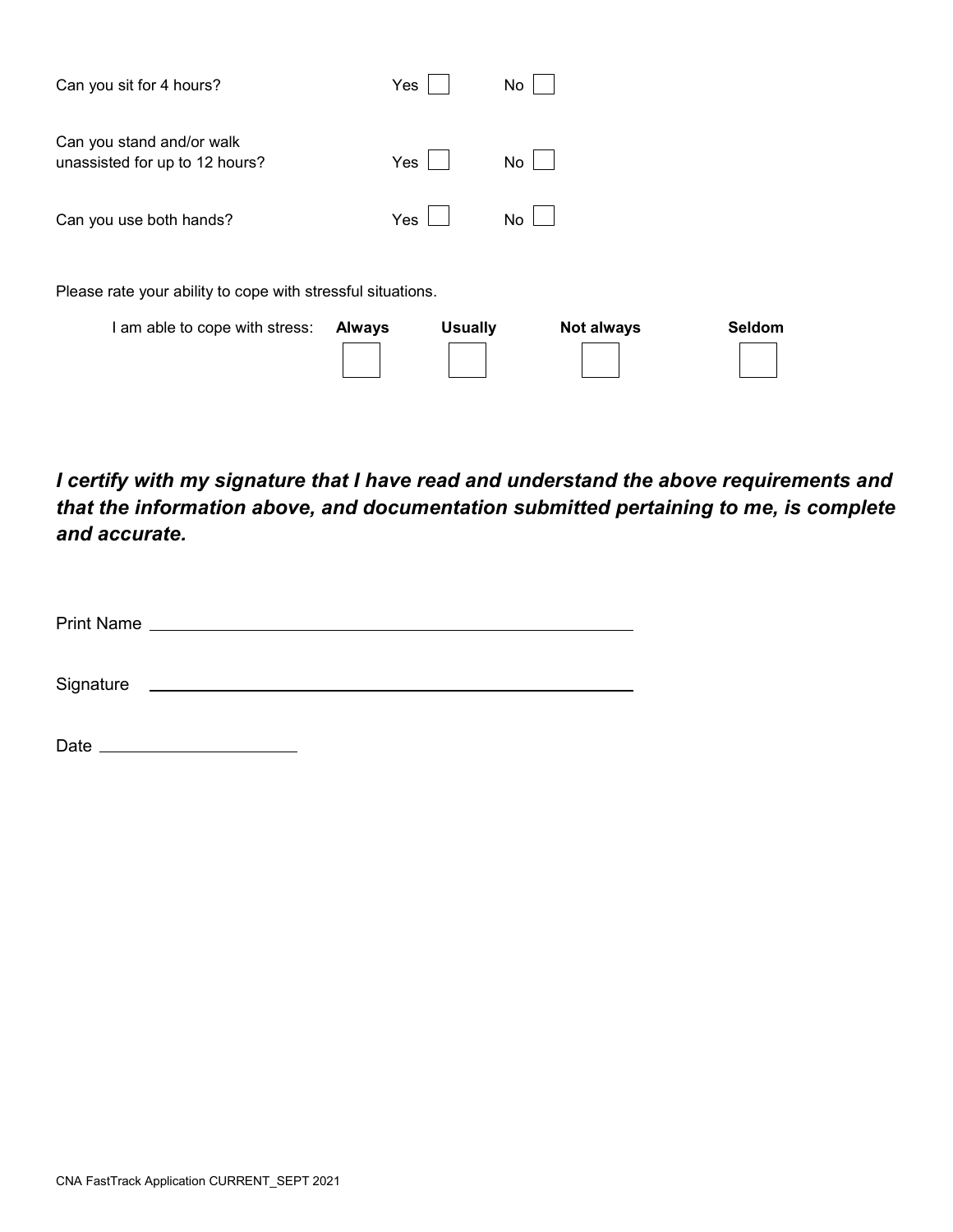Can you sit for 4 hours? Yes ☐ No ☐

Can you stand and/or walk unassisted for up to 12 hours? Yes ☐ No ☐

Can you use both hands? Yes ☐ No ☐

Please rate your ability to cope with stressful situations.

| I am able to cope with stress: | **Always** | **Usually** | **Not always** | **Seldom** |
|---|---|---|---|---|
| | ☐ | ☐ | ☐ | ☐ |

***I certify with my signature that I have read and understand the above requirements and that the information above, and documentation submitted pertaining to me, is complete and accurate.***

Print Name ______________________________________________

Signature ______________________________________________

Date ____________________

CNA FastTrack Application CURRENT_SEPT 2021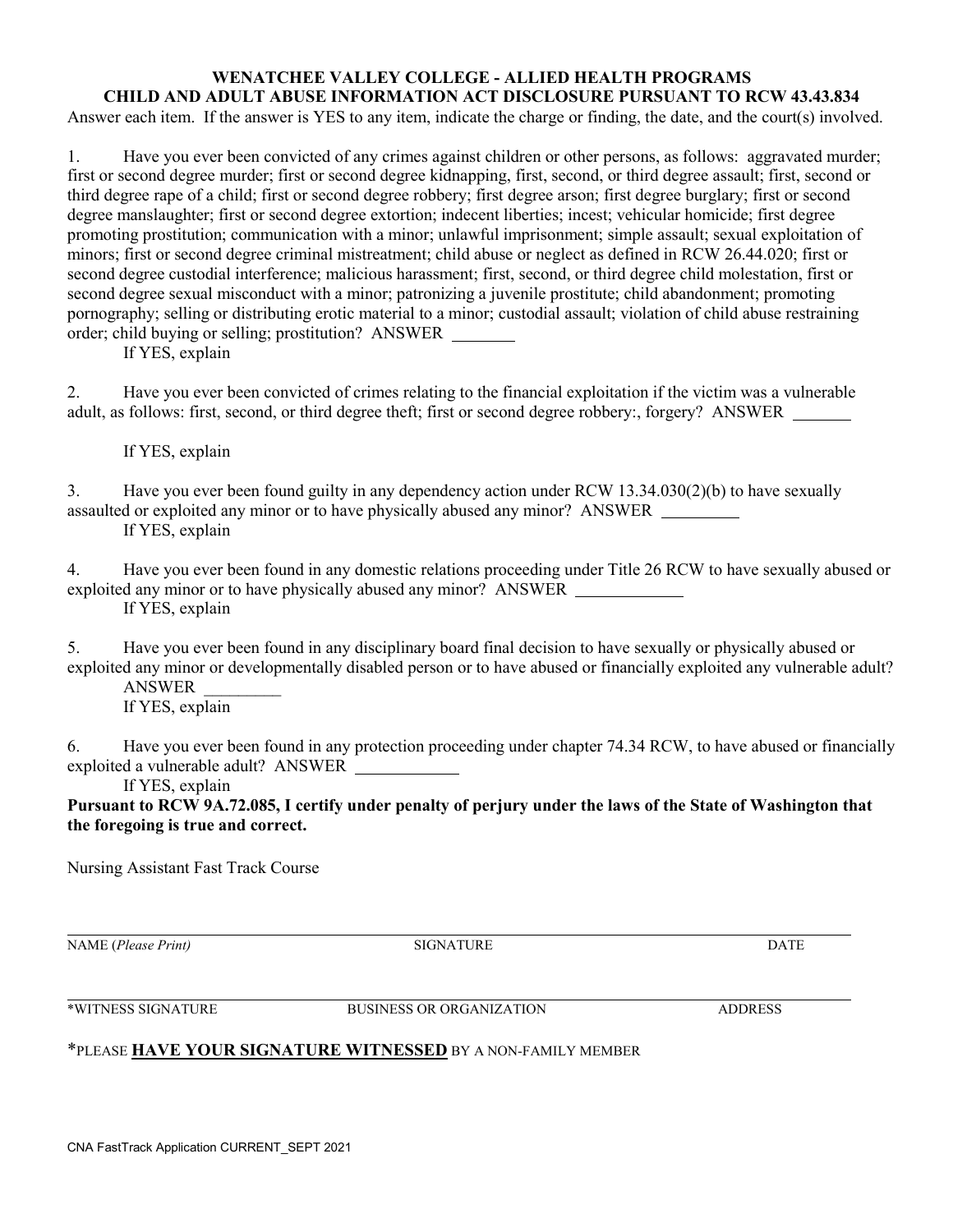**WENATCHEE VALLEY COLLEGE - ALLIED HEALTH PROGRAMS**
**CHILD AND ADULT ABUSE INFORMATION ACT DISCLOSURE PURSUANT TO RCW 43.43.834**

Answer each item. If the answer is YES to any item, indicate the charge or finding, the date, and the court(s) involved.

1. Have you ever been convicted of any crimes against children or other persons, as follows: aggravated murder; first or second degree murder; first or second degree kidnapping, first, second, or third degree assault; first, second or third degree rape of a child; first or second degree robbery; first degree arson; first degree burglary; first or second degree manslaughter; first or second degree extortion; indecent liberties; incest; vehicular homicide; first degree promoting prostitution; communication with a minor; unlawful imprisonment; simple assault; sexual exploitation of minors; first or second degree criminal mistreatment; child abuse or neglect as defined in RCW 26.44.020; first or second degree custodial interference; malicious harassment; first, second, or third degree child molestation, first or second degree sexual misconduct with a minor; patronizing a juvenile prostitute; child abandonment; promoting pornography; selling or distributing erotic material to a minor; custodial assault; violation of child abuse restraining order; child buying or selling; prostitution? ANSWER ________

   If YES, explain

2. Have you ever been convicted of crimes relating to the financial exploitation if the victim was a vulnerable adult, as follows: first, second, or third degree theft; first or second degree robbery:, forgery? ANSWER ________

   If YES, explain

3. Have you ever been found guilty in any dependency action under RCW 13.34.030(2)(b) to have sexually assaulted or exploited any minor or to have physically abused any minor? ANSWER ________

   If YES, explain

4. Have you ever been found in any domestic relations proceeding under Title 26 RCW to have sexually abused or exploited any minor or to have physically abused any minor? ANSWER ________

   If YES, explain

5. Have you ever been found in any disciplinary board final decision to have sexually or physically abused or exploited any minor or developmentally disabled person or to have abused or financially exploited any vulnerable adult?

   ANSWER ________

   If YES, explain

6. Have you ever been found in any protection proceeding under chapter 74.34 RCW, to have abused or financially exploited a vulnerable adult? ANSWER ________

   If YES, explain

**Pursuant to RCW 9A.72.085, I certify under penalty of perjury under the laws of the State of Washington that the foregoing is true and correct.**

Nursing Assistant Fast Track Course

______________________________________________________________________________

NAME (*Please Print*) SIGNATURE DATE

______________________________________________________________________________

*WITNESS SIGNATURE BUSINESS OR ORGANIZATION ADDRESS

*PLEASE **HAVE YOUR SIGNATURE WITNESSED** BY A NON-FAMILY MEMBER

CNA FastTrack Application CURRENT_SEPT 2021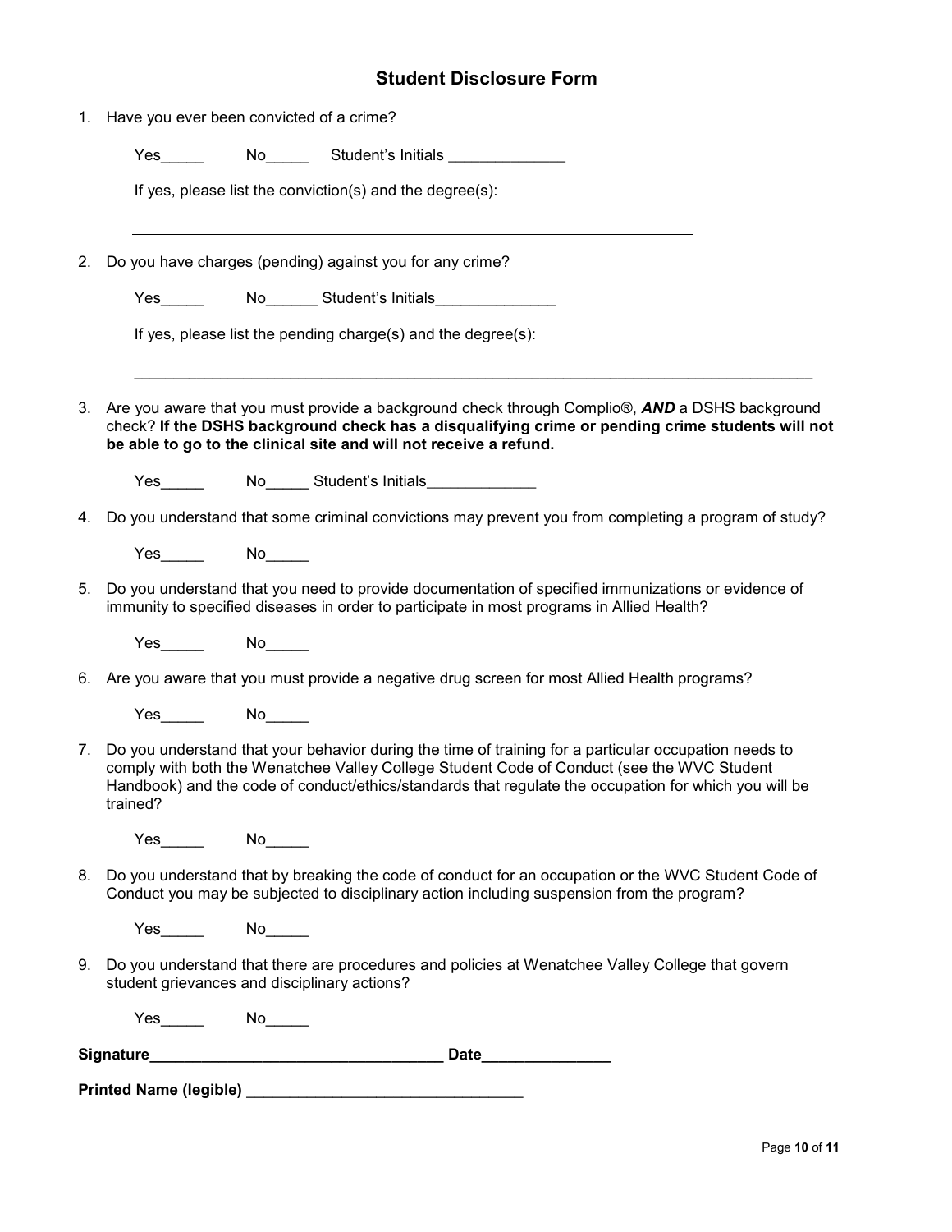## Student Disclosure Form

1. Have you ever been convicted of a crime?

   Yes_____ No_____ Student's Initials _____________

   If yes, please list the conviction(s) and the degree(s):

   ________________________________________________________________

2. Do you have charges (pending) against you for any crime?

   Yes_____ No______ Student's Initials______________

   If yes, please list the pending charge(s) and the degree(s):

   ________________________________________________________________

3. Are you aware that you must provide a background check through Complio®, ***AND*** a DSHS background check? **If the DSHS background check has a disqualifying crime or pending crime students will not be able to go to the clinical site and will not receive a refund.**

   Yes_____ No_____ Student's Initials____________

4. Do you understand that some criminal convictions may prevent you from completing a program of study?

   Yes_____ No_____

5. Do you understand that you need to provide documentation of specified immunizations or evidence of immunity to specified diseases in order to participate in most programs in Allied Health?

   Yes_____ No_____

6. Are you aware that you must provide a negative drug screen for most Allied Health programs?

   Yes_____ No_____

7. Do you understand that your behavior during the time of training for a particular occupation needs to comply with both the Wenatchee Valley College Student Code of Conduct (see the WVC Student Handbook) and the code of conduct/ethics/standards that regulate the occupation for which you will be trained?

   Yes_____ No_____

8. Do you understand that by breaking the code of conduct for an occupation or the WVC Student Code of Conduct you may be subjected to disciplinary action including suspension from the program?

   Yes_____ No_____

9. Do you understand that there are procedures and policies at Wenatchee Valley College that govern student grievances and disciplinary actions?

   Yes_____ No_____

**Signature**__________________________________ **Date**_______________

**Printed Name (legible)** _______________________________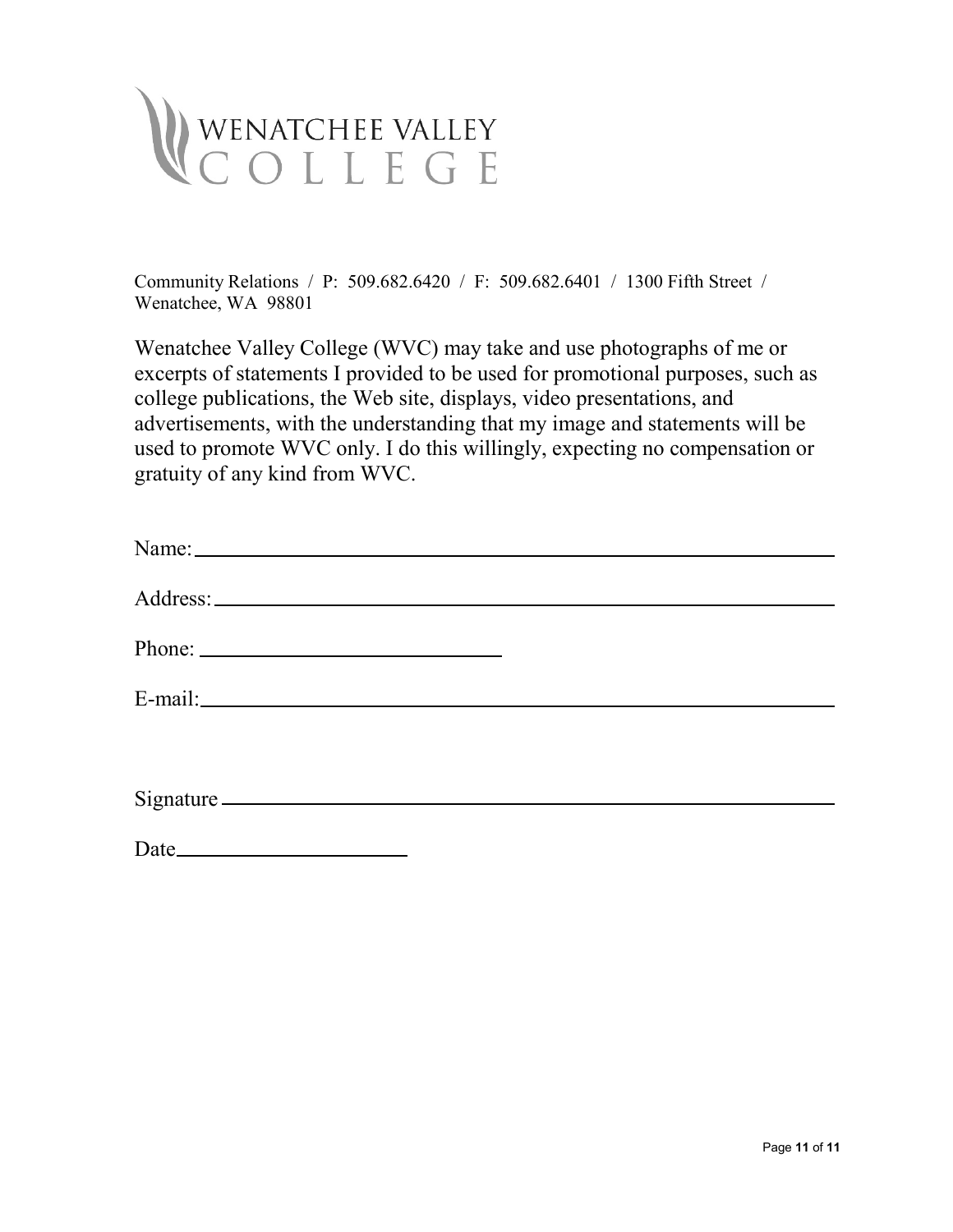WENATCHEE VALLEY COLLEGE

Community Relations / P: 509.682.6420 / F: 509.682.6401 / 1300 Fifth Street / Wenatchee, WA 98801

Wenatchee Valley College (WVC) may take and use photographs of me or excerpts of statements I provided to be used for promotional purposes, such as college publications, the Web site, displays, video presentations, and advertisements, with the understanding that my image and statements will be used to promote WVC only. I do this willingly, expecting no compensation or gratuity of any kind from WVC.

Name: ______________________________________________

Address: ______________________________________________

Phone: ______________________

E-mail: ______________________________________________

Signature ______________________________________________

Date ________________